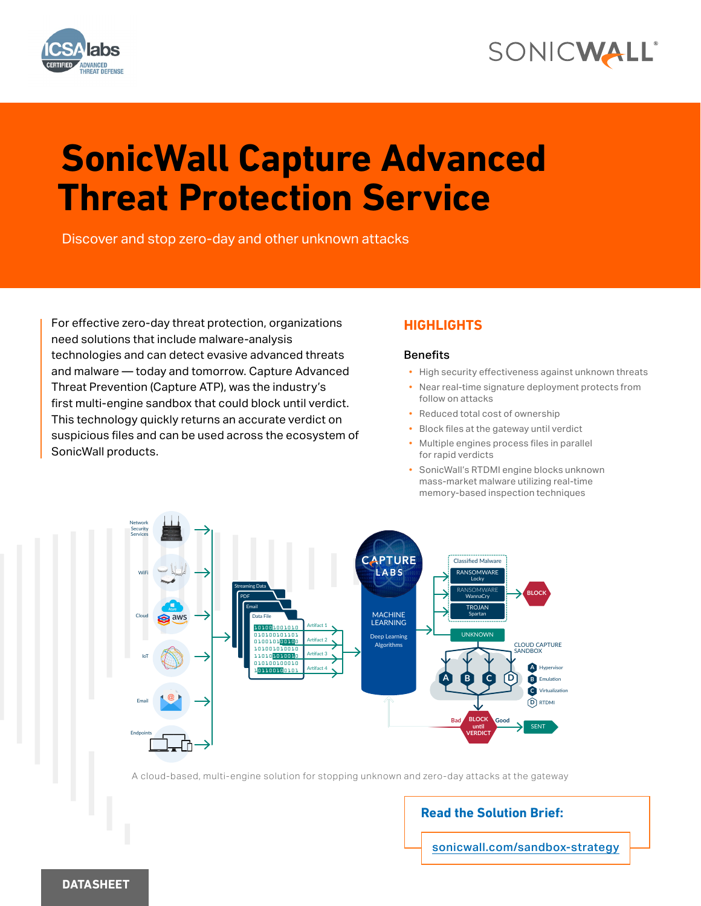ICSA labs CERTIFIED ADVANCED THREAT DEFENSE

SONICWALL

# SonicWall Capture Advanced Threat Protection Service

Discover and stop zero-day and other unknown attacks

For effective zero-day threat protection, organizations need solutions that include malware-analysis technologies and can detect evasive advanced threats and malware — today and tomorrow. Capture Advanced Threat Prevention (Capture ATP), was the industry's first multi-engine sandbox that could block until verdict. This technology quickly returns an accurate verdict on suspicious files and can be used across the ecosystem of SonicWall products.

## HIGHLIGHTS

### Benefits

- High security effectiveness against unknown threats
- Near real-time signature deployment protects from follow on attacks
- Reduced total cost of ownership
- Block files at the gateway until verdict
- Multiple engines process files in parallel for rapid verdicts
- SonicWall's RTDMI engine blocks unknown mass-market malware utilizing real-time memory-based inspection techniques

A cloud-based, multi-engine solution for stopping unknown and zero-day attacks at the gateway

**Read the Solution Brief:**

sonicwall.com/sandbox-strategy

DATASHEET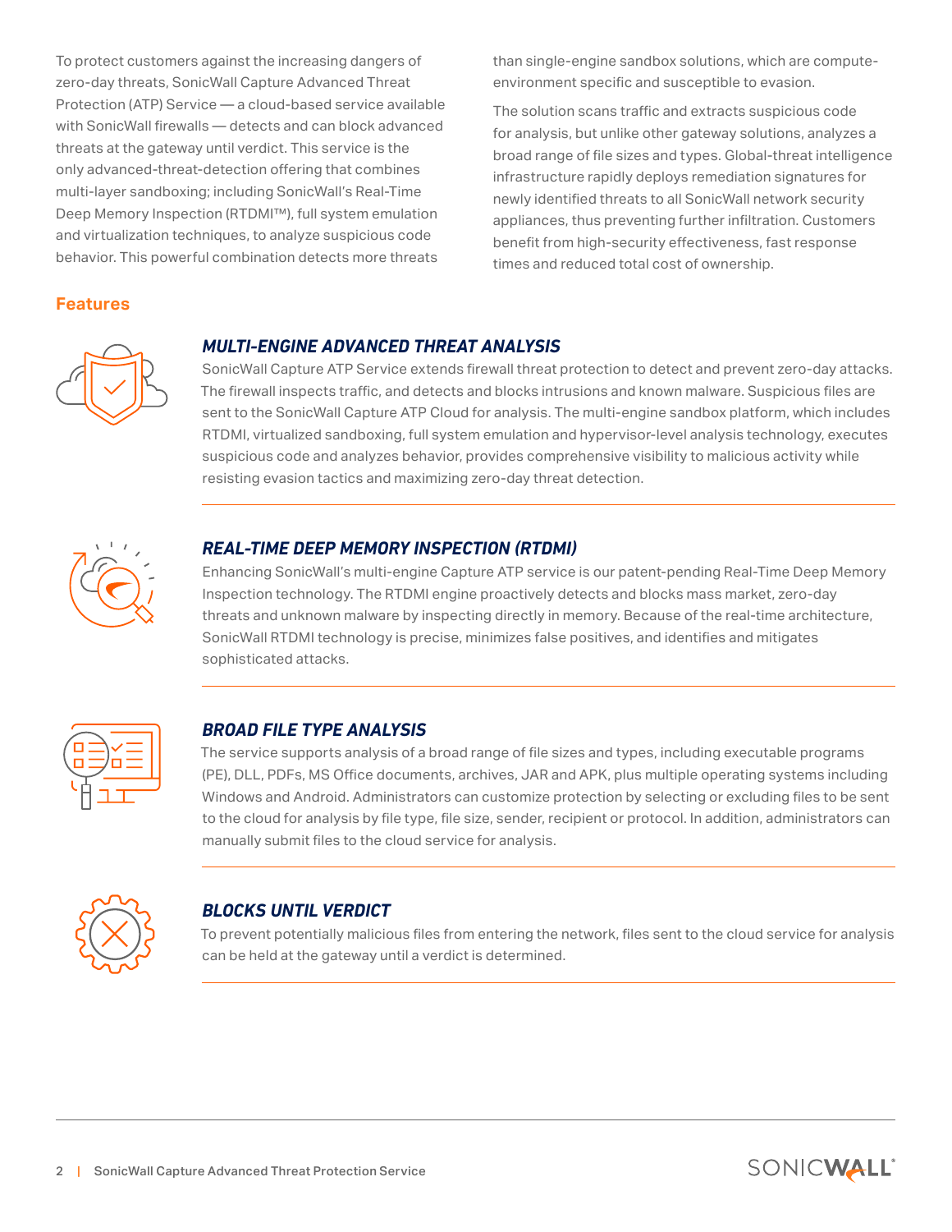To protect customers against the increasing dangers of zero-day threats, SonicWall Capture Advanced Threat Protection (ATP) Service — a cloud-based service available with SonicWall firewalls — detects and can block advanced threats at the gateway until verdict. This service is the only advanced-threat-detection offering that combines multi-layer sandboxing; including SonicWall's Real-Time Deep Memory Inspection (RTDMI™), full system emulation and virtualization techniques, to analyze suspicious code behavior. This powerful combination detects more threats than single-engine sandbox solutions, which are compute-environment specific and susceptible to evasion.

The solution scans traffic and extracts suspicious code for analysis, but unlike other gateway solutions, analyzes a broad range of file sizes and types. Global-threat intelligence infrastructure rapidly deploys remediation signatures for newly identified threats to all SonicWall network security appliances, thus preventing further infiltration. Customers benefit from high-security effectiveness, fast response times and reduced total cost of ownership.

## Features

### *MULTI-ENGINE ADVANCED THREAT ANALYSIS*

SonicWall Capture ATP Service extends firewall threat protection to detect and prevent zero-day attacks. The firewall inspects traffic, and detects and blocks intrusions and known malware. Suspicious files are sent to the SonicWall Capture ATP Cloud for analysis. The multi-engine sandbox platform, which includes RTDMI, virtualized sandboxing, full system emulation and hypervisor-level analysis technology, executes suspicious code and analyzes behavior, provides comprehensive visibility to malicious activity while resisting evasion tactics and maximizing zero-day threat detection.

### *REAL-TIME DEEP MEMORY INSPECTION (RTDMI)*

Enhancing SonicWall's multi-engine Capture ATP service is our patent-pending Real-Time Deep Memory Inspection technology. The RTDMI engine proactively detects and blocks mass market, zero-day threats and unknown malware by inspecting directly in memory. Because of the real-time architecture, SonicWall RTDMI technology is precise, minimizes false positives, and identifies and mitigates sophisticated attacks.

### *BROAD FILE TYPE ANALYSIS*

The service supports analysis of a broad range of file sizes and types, including executable programs (PE), DLL, PDFs, MS Office documents, archives, JAR and APK, plus multiple operating systems including Windows and Android. Administrators can customize protection by selecting or excluding files to be sent to the cloud for analysis by file type, file size, sender, recipient or protocol. In addition, administrators can manually submit files to the cloud service for analysis.

### *BLOCKS UNTIL VERDICT*

To prevent potentially malicious files from entering the network, files sent to the cloud service for analysis can be held at the gateway until a verdict is determined.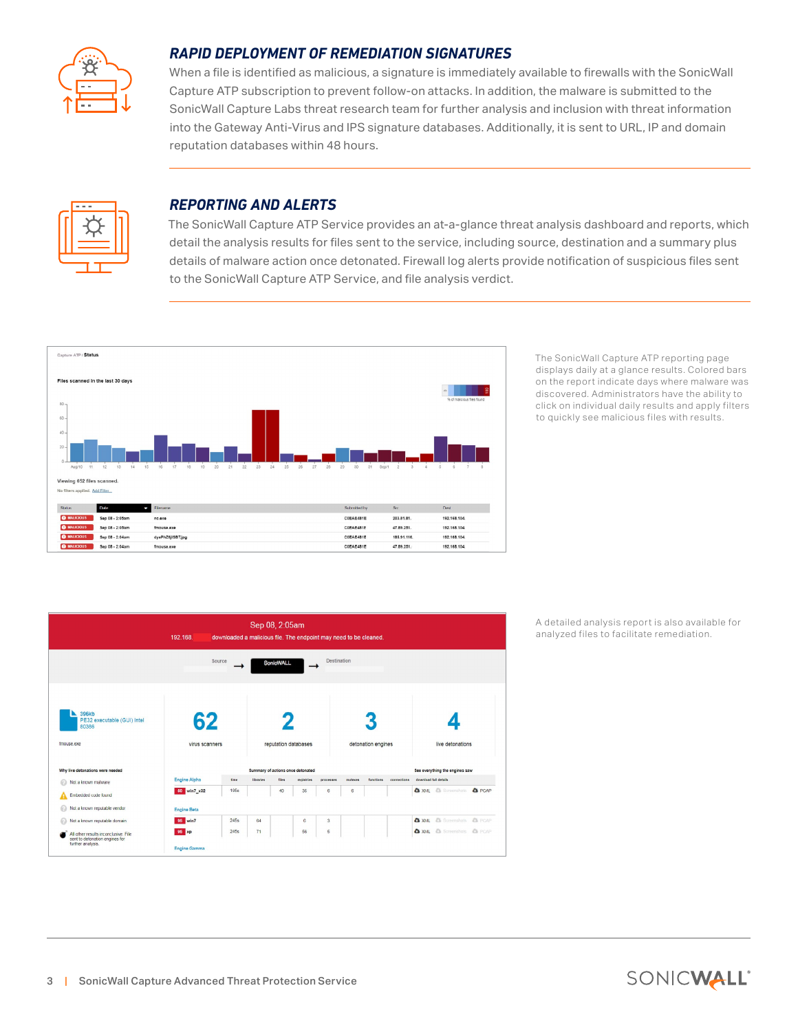## RAPID DEPLOYMENT OF REMEDIATION SIGNATURES

When a file is identified as malicious, a signature is immediately available to firewalls with the SonicWall Capture ATP subscription to prevent follow-on attacks. In addition, the malware is submitted to the SonicWall Capture Labs threat research team for further analysis and inclusion with threat information into the Gateway Anti-Virus and IPS signature databases. Additionally, it is sent to URL, IP and domain reputation databases within 48 hours.

## REPORTING AND ALERTS

The SonicWall Capture ATP Service provides an at-a-glance threat analysis dashboard and reports, which detail the analysis results for files sent to the service, including source, destination and a summary plus details of malware action once detonated. Firewall log alerts provide notification of suspicious files sent to the SonicWall Capture ATP Service, and file analysis verdict.

The SonicWall Capture ATP reporting page displays daily at a glance results. Colored bars on the report indicate days where malware was discovered. Administrators have the ability to click on individual daily results and apply filters to quickly see malicious files with results.

A detailed analysis report is also available for analyzed files to facilitate remediation.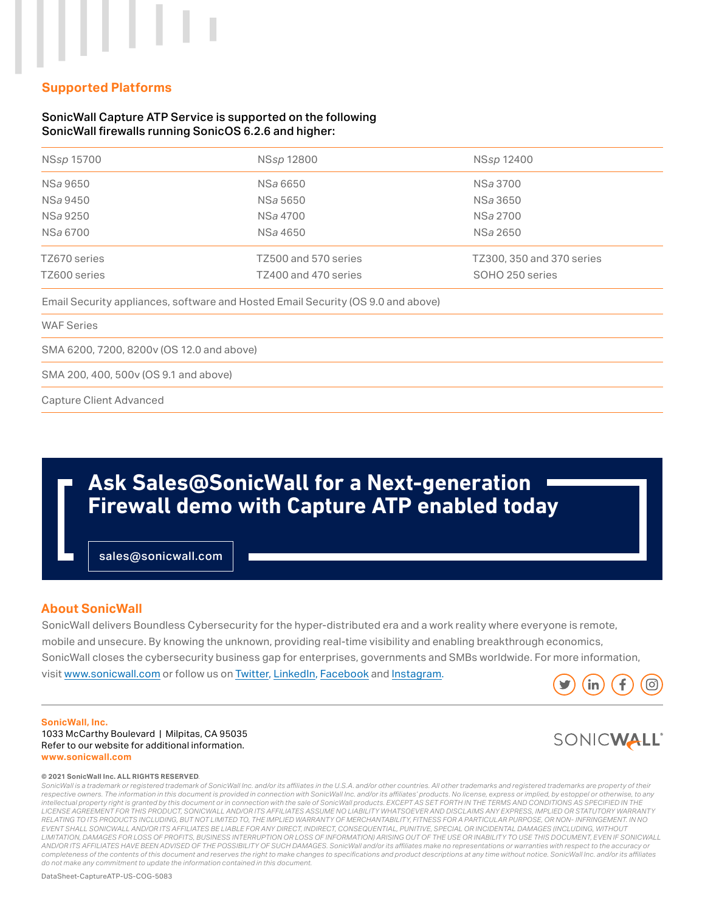## Supported Platforms

SonicWall Capture ATP Service is supported on the following SonicWall firewalls running SonicOS 6.2.6 and higher:

| | | |
|---|---|---|
| NS*sp* 15700 | NS*sp* 12800 | NS*sp* 12400 |
| NS*a* 9650 | NS*a* 6650 | NS*a* 3700 |
| NS*a* 9450 | NS*a* 5650 | NS*a* 3650 |
| NS*a* 9250 | NS*a* 4700 | NS*a* 2700 |
| NS*a* 6700 | NS*a* 4650 | NS*a* 2650 |
| TZ670 series | TZ500 and 570 series | TZ300, 350 and 370 series |
| TZ600 series | TZ400 and 470 series | SOHO 250 series |
| Email Security appliances, software and Hosted Email Security (OS 9.0 and above) | | |
| WAF Series | | |
| SMA 6200, 7200, 8200v (OS 12.0 and above) | | |
| SMA 200, 400, 500v (OS 9.1 and above) | | |
| Capture Client Advanced | | |

**Ask Sales@SonicWall for a Next-generation Firewall demo with Capture ATP enabled today**

sales@sonicwall.com

## About SonicWall

SonicWall delivers Boundless Cybersecurity for the hyper-distributed era and a work reality where everyone is remote, mobile and unsecure. By knowing the unknown, providing real-time visibility and enabling breakthrough economics, SonicWall closes the cybersecurity business gap for enterprises, governments and SMBs worldwide. For more information, visit www.sonicwall.com or follow us on Twitter, LinkedIn, Facebook and Instagram.

**SonicWall, Inc.**
1033 McCarthy Boulevard | Milpitas, CA 95035
Refer to our website for additional information.
**www.sonicwall.com**

**© 2021 SonicWall Inc. ALL RIGHTS RESERVED.**
*SonicWall is a trademark or registered trademark of SonicWall Inc. and/or its affiliates in the U.S.A. and/or other countries. All other trademarks and registered trademarks are property of their respective owners. The information in this document is provided in connection with SonicWall Inc. and/or its affiliates' products. No license, express or implied, by estoppel or otherwise, to any intellectual property right is granted by this document or in connection with the sale of SonicWall products. EXCEPT AS SET FORTH IN THE TERMS AND CONDITIONS AS SPECIFIED IN THE LICENSE AGREEMENT FOR THIS PRODUCT, SONICWALL AND/OR ITS AFFILIATES ASSUME NO LIABILITY WHATSOEVER AND DISCLAIMS ANY EXPRESS, IMPLIED OR STATUTORY WARRANTY RELATING TO ITS PRODUCTS INCLUDING, BUT NOT LIMITED TO, THE IMPLIED WARRANTY OF MERCHANTABILITY, FITNESS FOR A PARTICULAR PURPOSE, OR NON- INFRINGEMENT. IN NO EVENT SHALL SONICWALL AND/OR ITS AFFILIATES BE LIABLE FOR ANY DIRECT, INDIRECT, CONSEQUENTIAL, PUNITIVE, SPECIAL OR INCIDENTAL DAMAGES (INCLUDING, WITHOUT LIMITATION, DAMAGES FOR LOSS OF PROFITS, BUSINESS INTERRUPTION OR LOSS OF INFORMATION) ARISING OUT OF THE USE OR INABILITY TO USE THIS DOCUMENT, EVEN IF SONICWALL AND/OR ITS AFFILIATES HAVE BEEN ADVISED OF THE POSSIBILITY OF SUCH DAMAGES. SonicWall and/or its affiliates make no representations or warranties with respect to the accuracy or completeness of the contents of this document and reserves the right to make changes to specifications and product descriptions at any time without notice. SonicWall Inc. and/or its affiliates do not make any commitment to update the information contained in this document.*

DataSheet-CaptureATP-US-COG-5083